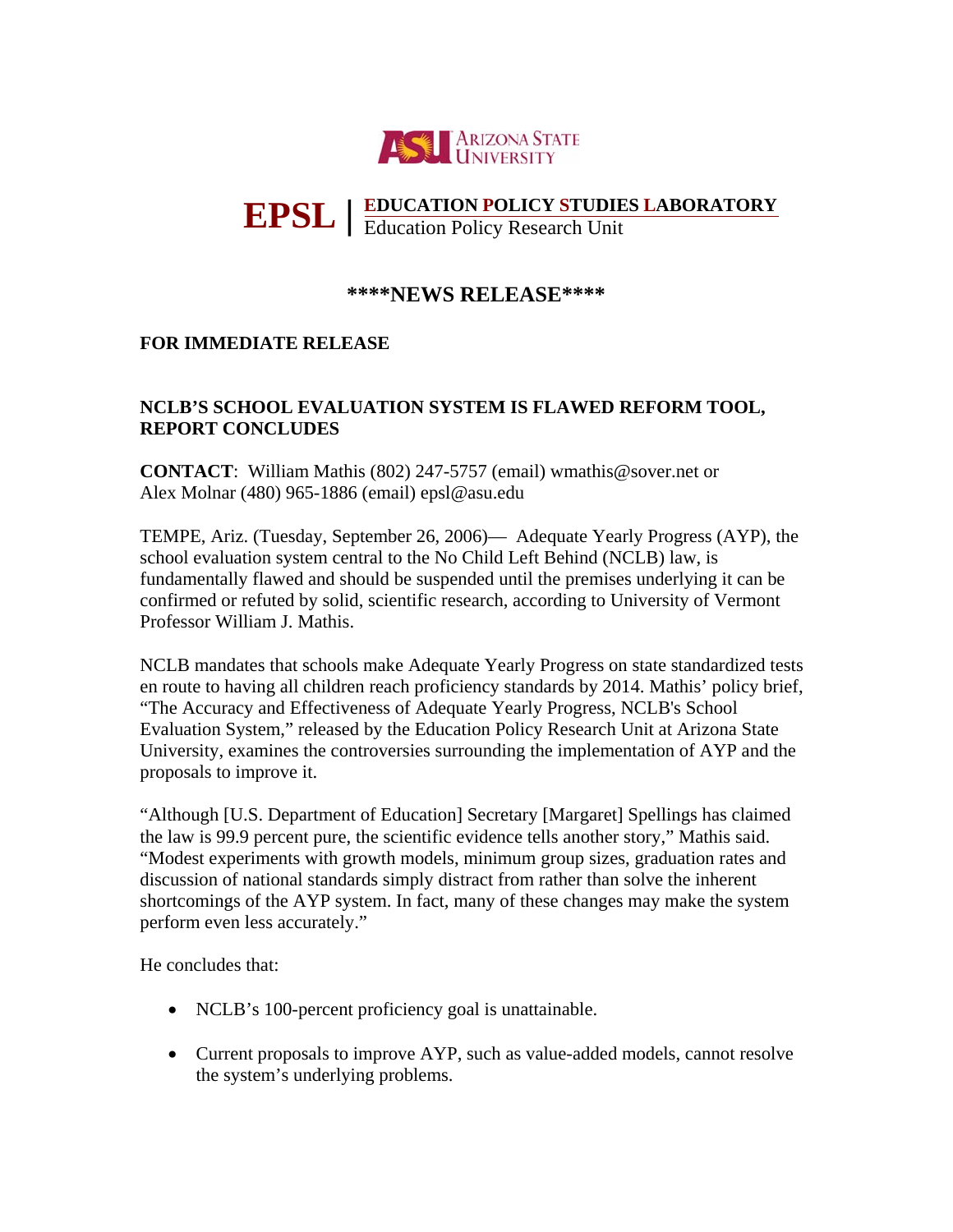ARIZONA STATE UNIVERSITY

**EPSL** | **EDUCATION POLICY STUDIES LABORATORY**
Education Policy Research Unit

## ****NEWS RELEASE****

**FOR IMMEDIATE RELEASE**

### NCLB'S SCHOOL EVALUATION SYSTEM IS FLAWED REFORM TOOL, REPORT CONCLUDES

**CONTACT**: William Mathis (802) 247-5757 (email) wmathis@sover.net or
Alex Molnar (480) 965-1886 (email) epsl@asu.edu

TEMPE, Ariz. (Tuesday, September 26, 2006)— Adequate Yearly Progress (AYP), the school evaluation system central to the No Child Left Behind (NCLB) law, is fundamentally flawed and should be suspended until the premises underlying it can be confirmed or refuted by solid, scientific research, according to University of Vermont Professor William J. Mathis.

NCLB mandates that schools make Adequate Yearly Progress on state standardized tests en route to having all children reach proficiency standards by 2014. Mathis' policy brief, "The Accuracy and Effectiveness of Adequate Yearly Progress, NCLB's School Evaluation System," released by the Education Policy Research Unit at Arizona State University, examines the controversies surrounding the implementation of AYP and the proposals to improve it.

"Although [U.S. Department of Education] Secretary [Margaret] Spellings has claimed the law is 99.9 percent pure, the scientific evidence tells another story," Mathis said. "Modest experiments with growth models, minimum group sizes, graduation rates and discussion of national standards simply distract from rather than solve the inherent shortcomings of the AYP system. In fact, many of these changes may make the system perform even less accurately."

He concludes that:

- NCLB's 100-percent proficiency goal is unattainable.
- Current proposals to improve AYP, such as value-added models, cannot resolve the system's underlying problems.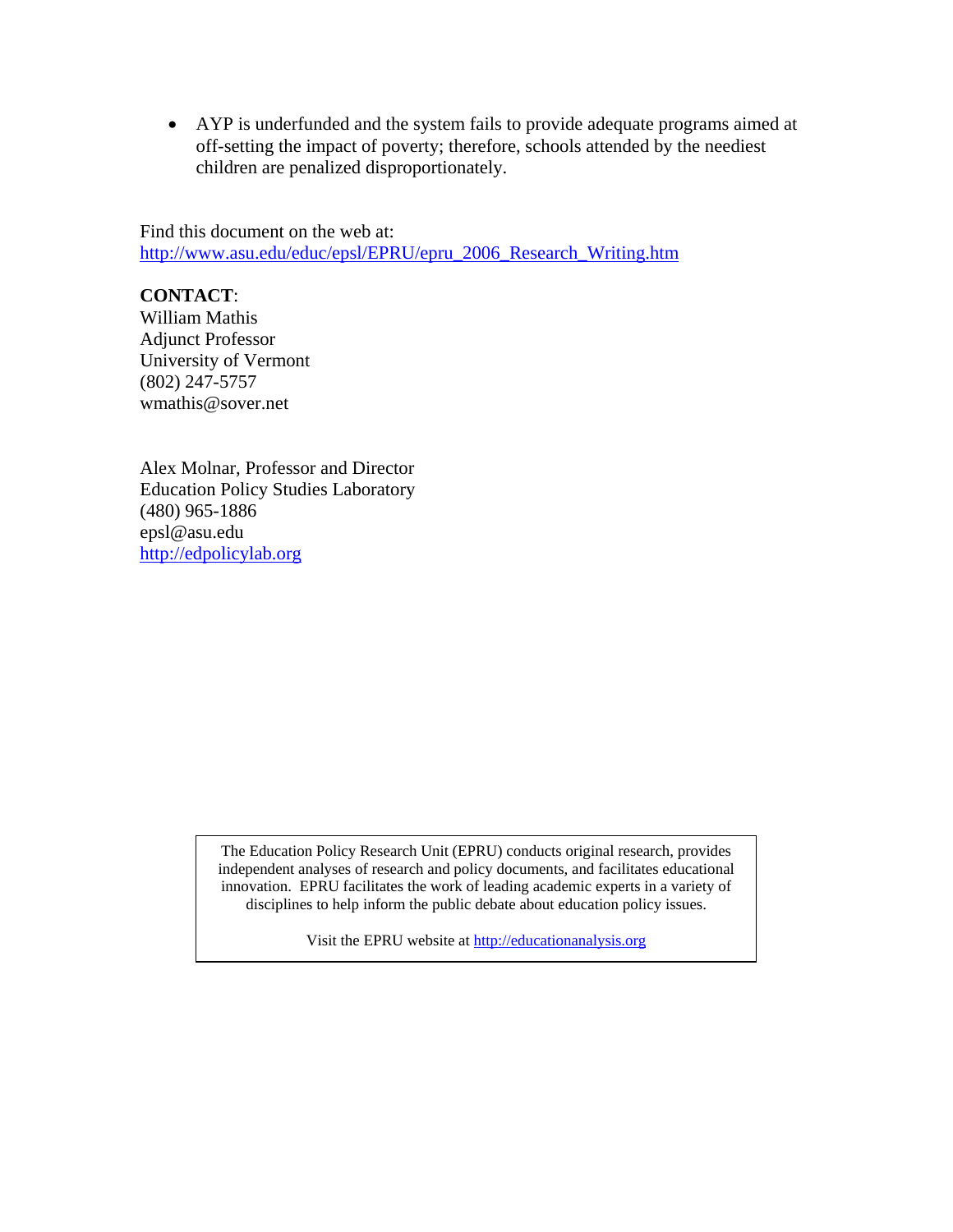- AYP is underfunded and the system fails to provide adequate programs aimed at off-setting the impact of poverty; therefore, schools attended by the neediest children are penalized disproportionately.

Find this document on the web at:
http://www.asu.edu/educ/epsl/EPRU/epru_2006_Research_Writing.htm

**CONTACT**:
William Mathis
Adjunct Professor
University of Vermont
(802) 247-5757
wmathis@sover.net

Alex Molnar, Professor and Director
Education Policy Studies Laboratory
(480) 965-1886
epsl@asu.edu
http://edpolicylab.org

The Education Policy Research Unit (EPRU) conducts original research, provides independent analyses of research and policy documents, and facilitates educational innovation. EPRU facilitates the work of leading academic experts in a variety of disciplines to help inform the public debate about education policy issues.

Visit the EPRU website at http://educationanalysis.org